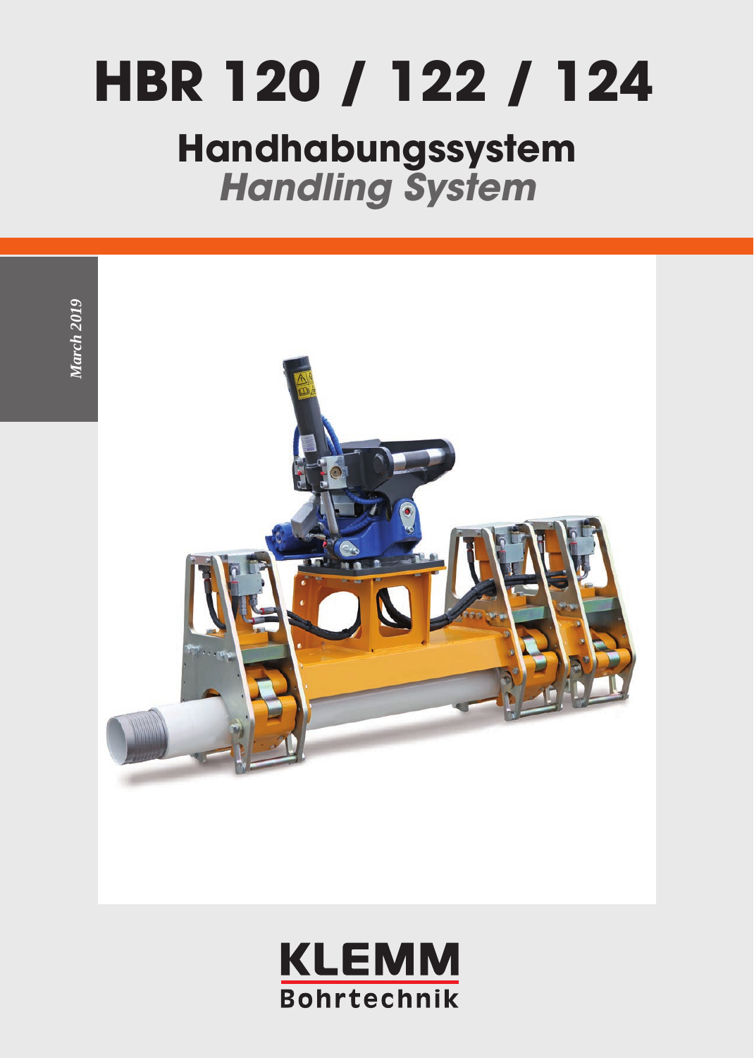# HBR 120 / 122 / 124

## Handhabungssystem
## *Handling System*

*March 2019*

**KLEMM**
**Bohrtechnik**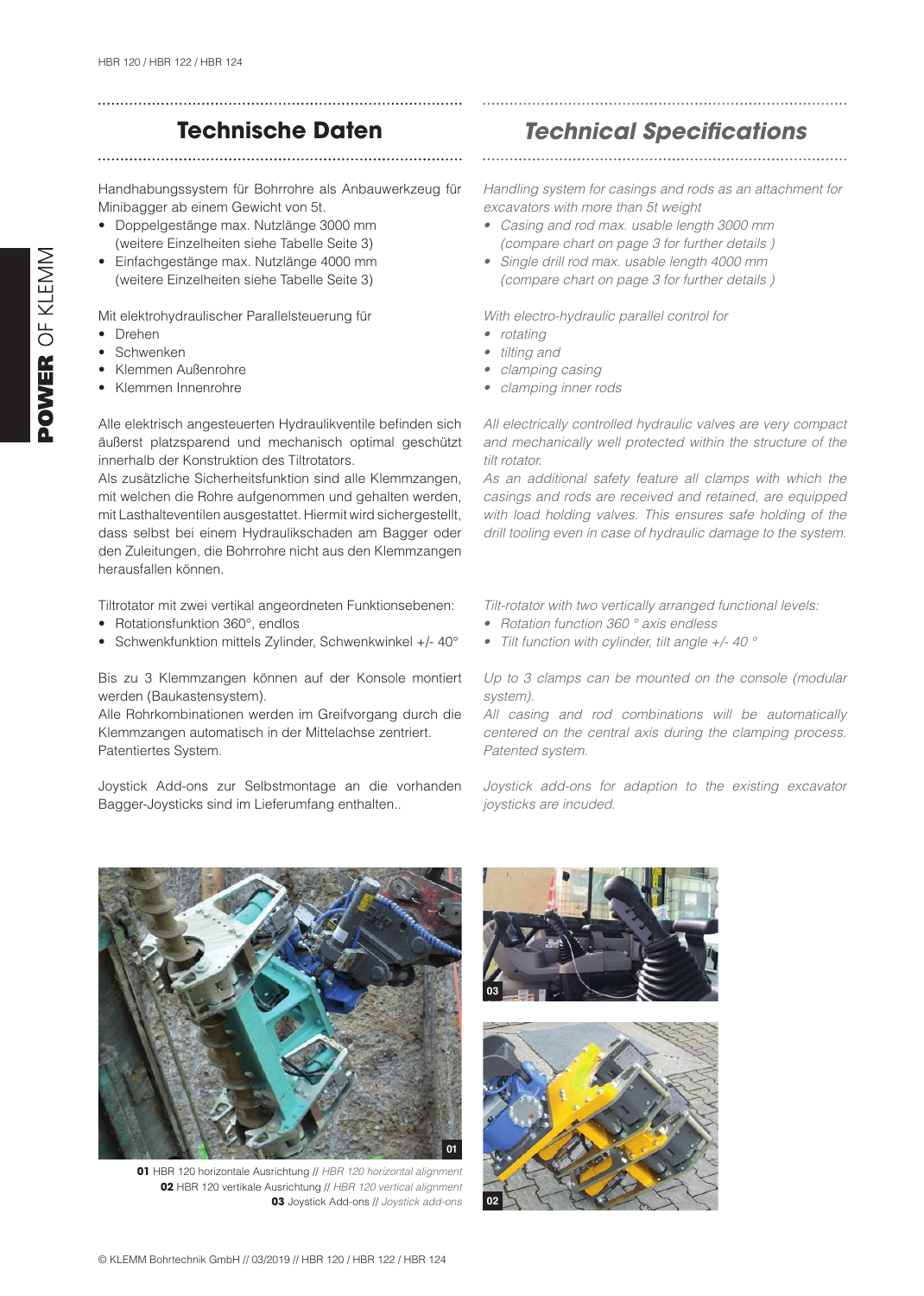## Technische Daten

Handhabungssystem für Bohrrohre als Anbauwerkzeug für Minibagger ab einem Gewicht von 5t.

- Doppelgestänge max. Nutzlänge 3000 mm (weitere Einzelheiten siehe Tabelle Seite 3)
- Einfachgestänge max. Nutzlänge 4000 mm (weitere Einzelheiten siehe Tabelle Seite 3)

Mit elektrohydraulischer Parallelsteuerung für

- Drehen
- Schwenken
- Klemmen Außenrohre
- Klemmen Innenrohre

Alle elektrisch angesteuerten Hydraulikventile befinden sich äußerst platzsparend und mechanisch optimal geschützt innerhalb der Konstruktion des Tiltrotators.
Als zusätzliche Sicherheitsfunktion sind alle Klemmzangen, mit welchen die Rohre aufgenommen und gehalten werden, mit Lasthalteventilen ausgestattet. Hiermit wird sichergestellt, dass selbst bei einem Hydraulikschaden am Bagger oder den Zuleitungen, die Bohrrohre nicht aus den Klemmzangen herausfallen können.

Tiltrotator mit zwei vertikal angeordneten Funktionsebenen:

- Rotationsfunktion 360°, endlos
- Schwenkfunktion mittels Zylinder, Schwenkwinkel +/- 40°

Bis zu 3 Klemmzangen können auf der Konsole montiert werden (Baukastensystem).
Alle Rohrkombinationen werden im Greifvorgang durch die Klemmzangen automatisch in der Mittelachse zentriert.
Patentiertes System.

Joystick Add-ons zur Selbstmontage an die vorhanden Bagger-Joysticks sind im Lieferumfang enthalten..

## *Technical Specifications*

*Handling system for casings and rods as an attachment for excavators with more than 5t weight*

- *Casing and rod max. usable length 3000 mm (compare chart on page 3 for further details )*
- *Single drill rod max. usable length 4000 mm (compare chart on page 3 for further details )*

*With electro-hydraulic parallel control for*

- *rotating*
- *tilting and*
- *clamping casing*
- *clamping inner rods*

*All electrically controlled hydraulic valves are very compact and mechanically well protected within the structure of the tilt rotator.*
*As an additional safety feature all clamps with which the casings and rods are received and retained, are equipped with load holding valves. This ensures safe holding of the drill tooling even in case of hydraulic damage to the system.*

*Tilt-rotator with two vertically arranged functional levels:*

- *Rotation function 360 ° axis endless*
- *Tilt function with cylinder, tilt angle +/- 40 °*

*Up to 3 clamps can be mounted on the console (modular system).*
*All casing and rod combinations will be automatically centered on the central axis during the clamping process. Patented system.*

*Joystick add-ons for adaption to the existing excavator joysticks are incuded.*

**01** HBR 120 horizontale Ausrichtung // *HBR 120 horizontal alignment*
**02** HBR 120 vertikale Ausrichtung // *HBR 120 vertical alignment*
**03** Joystick Add-ons // *Joystick add-ons*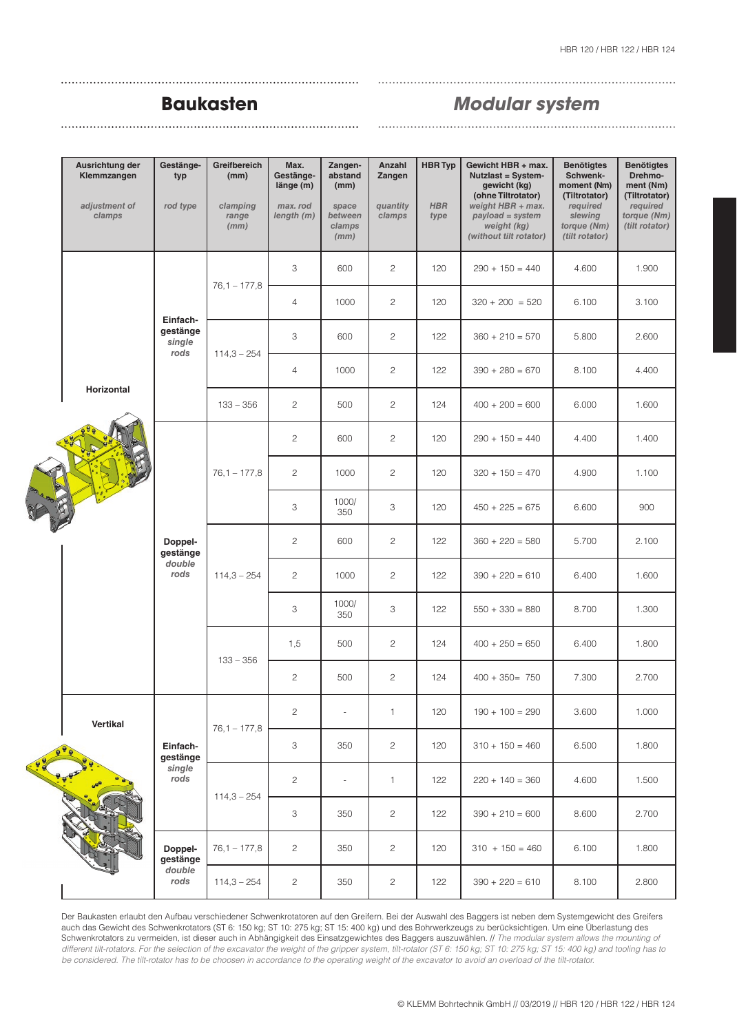# Baukasten

# *Modular system*

| Ausrichtung der Klemmzangen *adjustment of clamps* | Gestängetyp *rod type* | Greifbereich (mm) *clamping range (mm)* | Max. Gestängelänge (m) *max. rod length (m)* | Zangenabstand (mm) *space between clamps (mm)* | Anzahl Zangen *quantity clamps* | HBR Typ *HBR type* | Gewicht HBR + max. Nutzlast = Systemgewicht (kg) (ohne Tiltrotator) *weight HBR + max. payload = system weight (kg) (without tilt rotator)* | Benötigtes Schwenkmoment (Nm) (Tiltrotator) *required slewing torque (Nm) (tilt rotator)* | Benötigtes Drehmoment (Nm) (Tiltrotator) *required torque (Nm) (tilt rotator)* |
|---|---|---|---|---|---|---|---|---|---|
| Horizontal | Einfachgestänge *single rods* | 76,1 – 177,8 | 3 | 600 | 2 | 120 | 290 + 150 = 440 | 4.600 | 1.900 |
| | | | 4 | 1000 | 2 | 120 | 320 + 200 = 520 | 6.100 | 3.100 |
| | | 114,3 – 254 | 3 | 600 | 2 | 122 | 360 + 210 = 570 | 5.800 | 2.600 |
| | | | 4 | 1000 | 2 | 122 | 390 + 280 = 670 | 8.100 | 4.400 |
| | | 133 – 356 | 2 | 500 | 2 | 124 | 400 + 200 = 600 | 6.000 | 1.600 |
| | Doppelgestänge *double rods* | 76,1 – 177,8 | 2 | 600 | 2 | 120 | 290 + 150 = 440 | 4.400 | 1.400 |
| | | | 2 | 1000 | 2 | 120 | 320 + 150 = 470 | 4.900 | 1.100 |
| | | | 3 | 1000/ 350 | 3 | 120 | 450 + 225 = 675 | 6.600 | 900 |
| | | 114,3 – 254 | 2 | 600 | 2 | 122 | 360 + 220 = 580 | 5.700 | 2.100 |
| | | | 2 | 1000 | 2 | 122 | 390 + 220 = 610 | 6.400 | 1.600 |
| | | | 3 | 1000/ 350 | 3 | 122 | 550 + 330 = 880 | 8.700 | 1.300 |
| | | 133 – 356 | 1,5 | 500 | 2 | 124 | 400 + 250 = 650 | 6.400 | 1.800 |
| | | | 2 | 500 | 2 | 124 | 400 + 350= 750 | 7.300 | 2.700 |
| Vertikal | Einfachgestänge *single rods* | 76,1 – 177,8 | 2 | - | 1 | 120 | 190 + 100 = 290 | 3.600 | 1.000 |
| | | | 3 | 350 | 2 | 120 | 310 + 150 = 460 | 6.500 | 1.800 |
| | | 114,3 – 254 | 2 | - | 1 | 122 | 220 + 140 = 360 | 4.600 | 1.500 |
| | | | 3 | 350 | 2 | 122 | 390 + 210 = 600 | 8.600 | 2.700 |
| | Doppelgestänge *double rods* | 76,1 – 177,8 | 2 | 350 | 2 | 120 | 310 + 150 = 460 | 6.100 | 1.800 |
| | | 114,3 – 254 | 2 | 350 | 2 | 122 | 390 + 220 = 610 | 8.100 | 2.800 |

Der Baukasten erlaubt den Aufbau verschiedener Schwenkrotatoren auf den Greifern. Bei der Auswahl des Baggers ist neben dem Systemgewicht des Greifers auch das Gewicht des Schwenkrotators (ST 6: 150 kg; ST 10: 275 kg; ST 15: 400 kg) und des Bohrwerkzeugs zu berücksichtigen. Um eine Überlastung des Schwenkrotators zu vermeiden, ist dieser auch in Abhängigkeit des Einsatzgewichtes des Baggers auszuwählen. // *The modular system allows the mounting of different tilt-rotators. For the selection of the excavator the weight of the gripper system, tilt-rotator (ST 6: 150 kg; ST 10: 275 kg; ST 15: 400 kg) and tooling has to be considered. The tilt-rotator has to be choosen in accordance to the operating weight of the excavator to avoid an overload of the tilt-rotator.*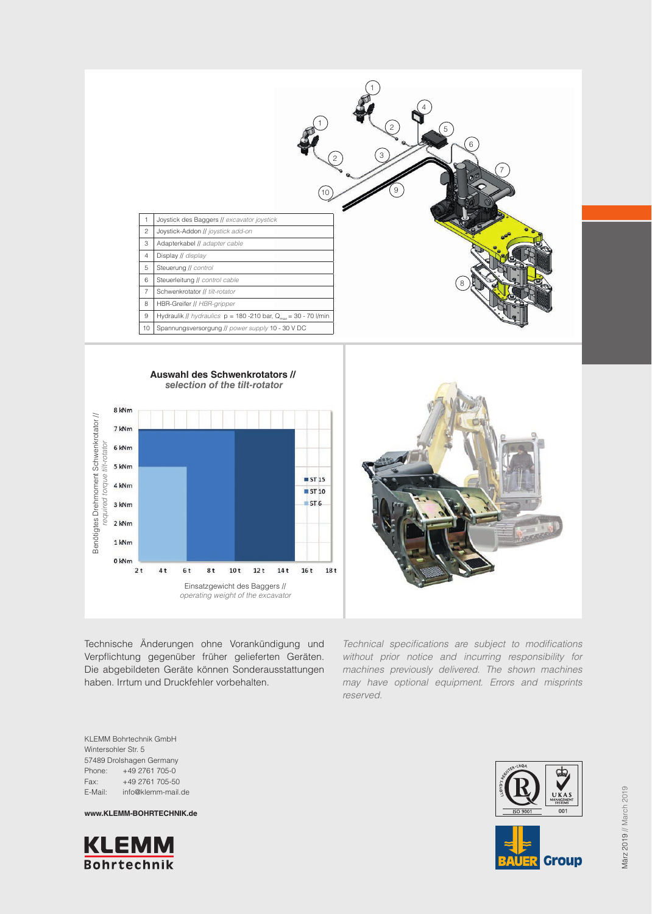| | |
|---|---|
| 1 | Joystick des Baggers // *excavator joystick* |
| 2 | Joystick-Addon // *joystick add-on* |
| 3 | Adapterkabel // *adapter cable* |
| 4 | Display // *display* |
| 5 | Steuerung // *control* |
| 6 | Steuerleitung // *control cable* |
| 7 | Schwenkrotator // *tilt-rotator* |
| 8 | HBR-Greifer // *HBR-gripper* |
| 9 | Hydraulik // *hydraulics* p = 180 -210 bar, $Q_{max}$ = 30 - 70 l/min |
| 10 | Spannungsversorgung // *power supply* 10 - 30 V DC |

**Auswahl des Schwenkrotators //**
***selection of the tilt-rotator***

Benötigtes Drehmoment Schwenkrotator // *required torque tilt-rotator*

8 kNm
7 kNm
6 kNm
5 kNm
4 kNm
3 kNm
2 kNm
1 kNm
0 kNm

2 t 4 t 6 t 8 t 10 t 12 t 14 t 16 t 18 t

ST 15
ST 10
ST 6

Einsatzgewicht des Baggers //
*operating weight of the excavator*

Technische Änderungen ohne Vorankündigung und Verpflichtung gegenüber früher gelieferten Geräten. Die abgebildeten Geräte können Sonderausstattungen haben. Irrtum und Druckfehler vorbehalten.

*Technical specifications are subject to modifications without prior notice and incurring responsibility for machines previously delivered. The shown machines may have optional equipment. Errors and misprints reserved.*

KLEMM Bohrtechnik GmbH
Wintersohler Str. 5
57489 Drolshagen Germany
Phone: +49 2761 705-0
Fax: +49 2761 705-50
E-Mail: info@klemm-mail.de

**www.KLEMM-BOHRTECHNIK.de**

KLEMM Bohrtechnik

ISO 9001 | UKAS Management Systems 001

BAUER Group

März 2019 // March 2019